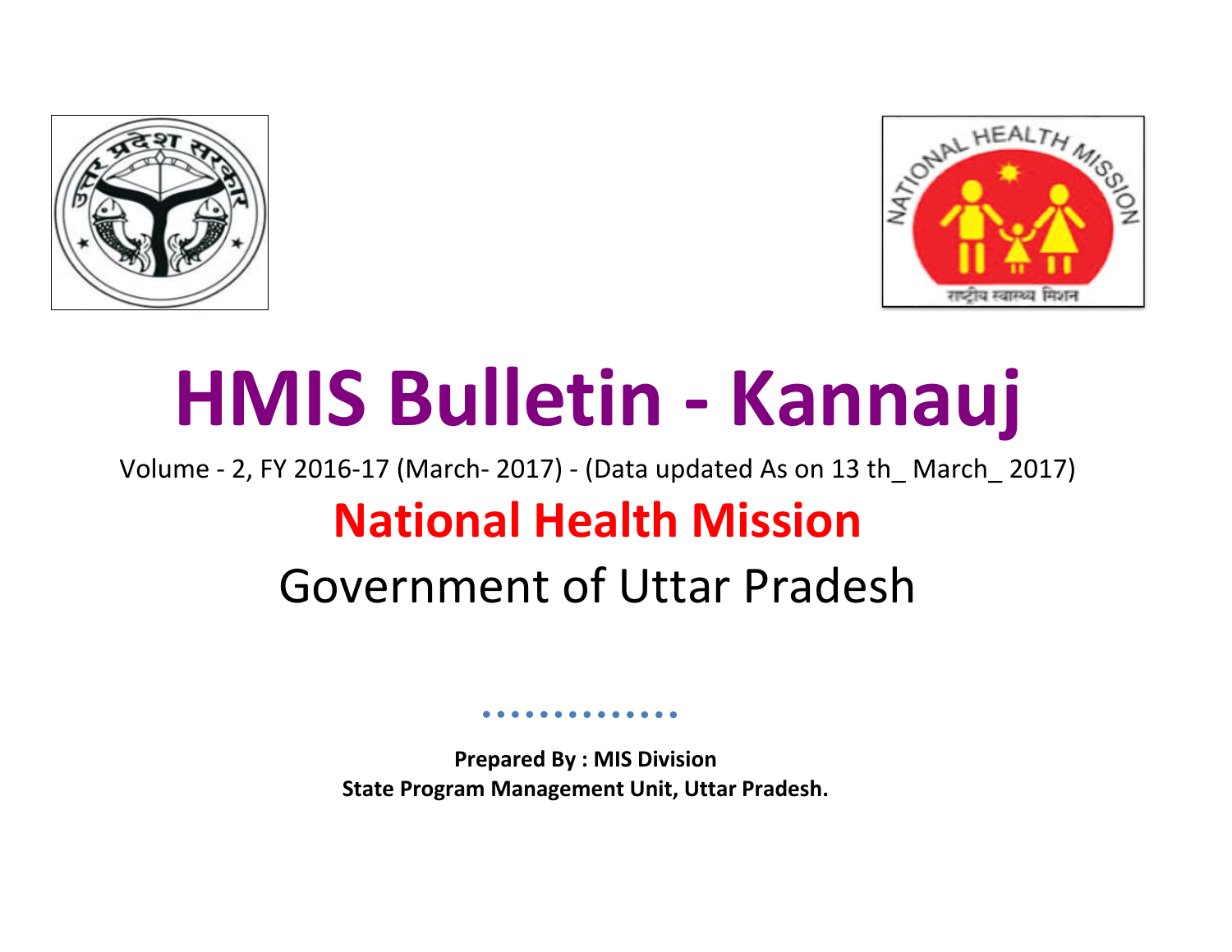# HMIS Bulletin - Kannauj

Volume - 2, FY 2016-17 (March- 2017) - (Data updated As on 13 th_ March_ 2017)

## National Health Mission

## Government of Uttar Pradesh

**Prepared By : MIS Division**
**State Program Management Unit, Uttar Pradesh.**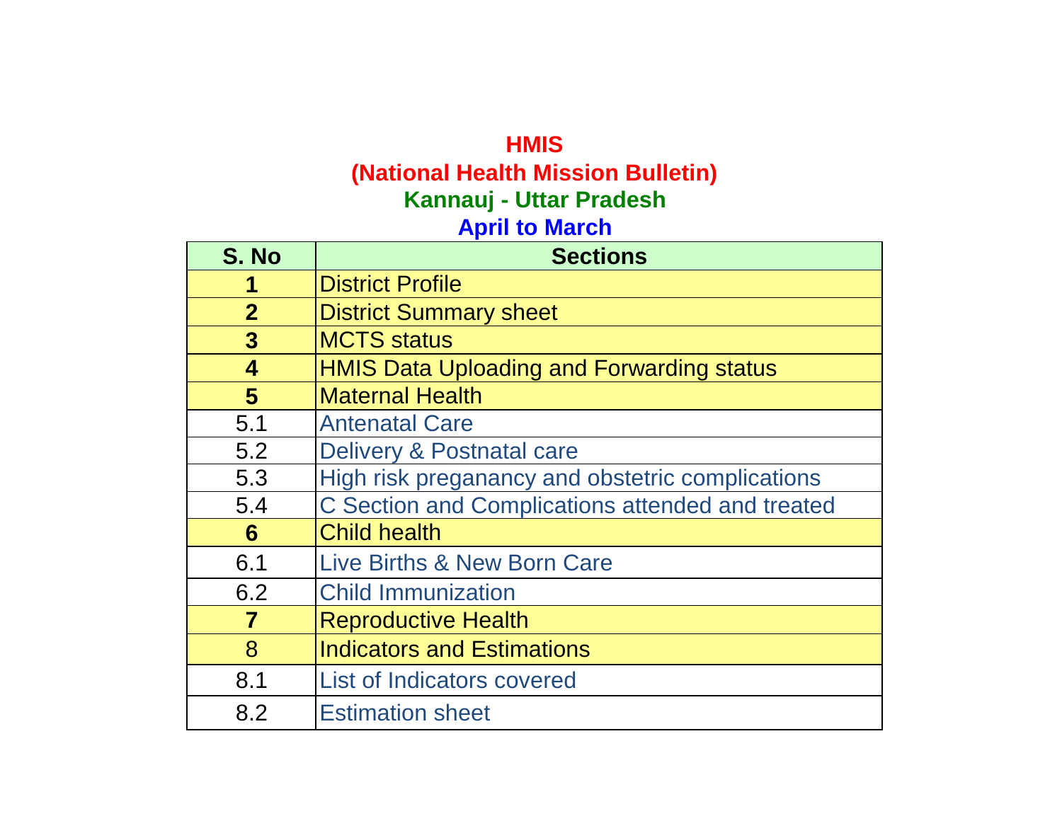# HMIS

## (National Health Mission Bulletin)

## Kannauj - Uttar Pradesh

## April to March

| S. No | Sections |
|---|---|
| **1** | District Profile |
| **2** | District Summary sheet |
| **3** | MCTS status |
| **4** | HMIS Data Uploading and Forwarding status |
| **5** | Maternal Health |
| 5.1 | Antenatal Care |
| 5.2 | Delivery & Postnatal care |
| 5.3 | High risk preganancy and obstetric complications |
| 5.4 | C Section and Complications attended and treated |
| **6** | Child health |
| 6.1 | Live Births & New Born Care |
| 6.2 | Child Immunization |
| **7** | Reproductive Health |
| 8 | Indicators and Estimations |
| 8.1 | List of Indicators covered |
| 8.2 | Estimation sheet |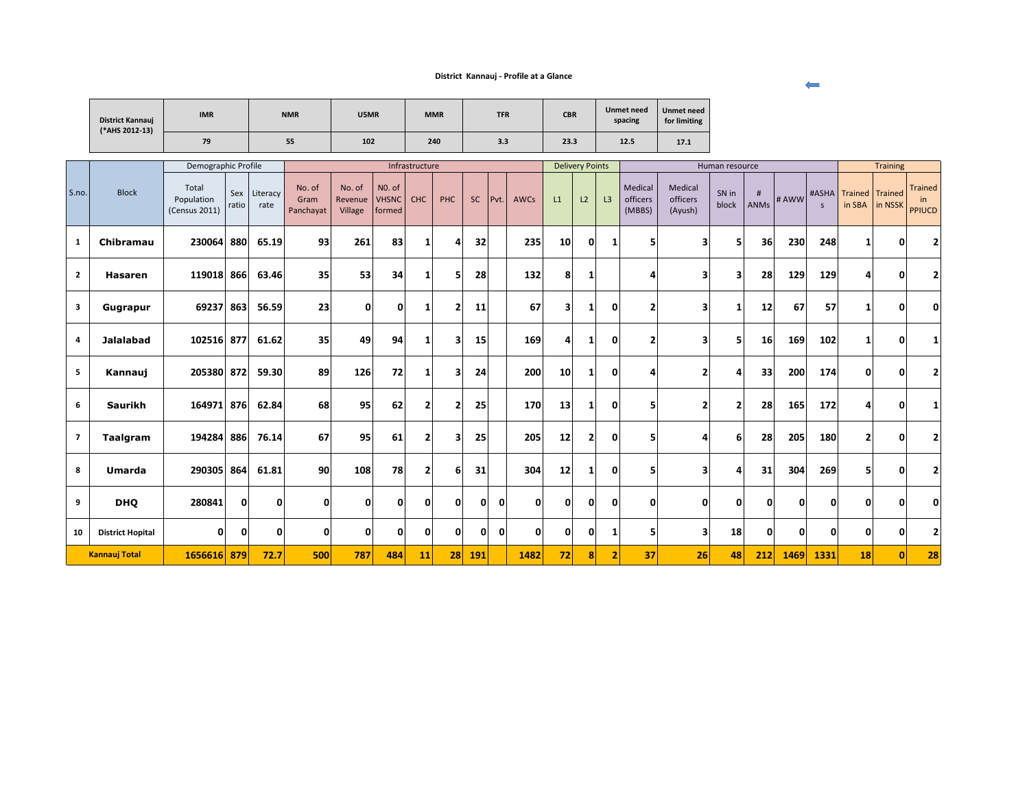District Kannauj - Profile at a Glance

| District Kannauj (*AHS 2012-13) | IMR | NMR | U5MR | MMR | TFR | CBR | Unmet need spacing | Unmet need for limiting |
|---|---|---|---|---|---|---|---|---|
| | 79 | 55 | 102 | 240 | 3.3 | 23.3 | 12.5 | 17.1 |

| S.no. | Block | Demographic Profile | | | Infrastructure | | | | | | | | Delivery Points | | | Human resource | | | | | | Training | | |
|---|---|---|---|---|---|---|---|---|---|---|---|---|---|---|---|---|---|---|---|---|---|---|---|---|
| | | Total Population (Census 2011) | Sex ratio | Literacy rate | No. of Gram Panchayat | No. of Revenue Village | N0. of VHSNC formed | CHC | PHC | SC | Pvt. | AWCs | L1 | L2 | L3 | Medical officers (MBBS) | Medical officers (Ayush) | SN in block | # ANMs | # AWW | #ASHAs | Trained in SBA | Trained in NSSK | Trained in PPIUCD |
| 1 | Chibramau | 230064 | 880 | 65.19 | 93 | 261 | 83 | 1 | 4 | 32 | | 235 | 10 | 0 | 1 | 5 | 3 | 5 | 36 | 230 | 248 | 1 | 0 | 2 |
| 2 | Hasaren | 119018 | 866 | 63.46 | 35 | 53 | 34 | 1 | 5 | 28 | | 132 | 8 | 1 | | 4 | 3 | 3 | 28 | 129 | 129 | 4 | 0 | 2 |
| 3 | Gugrapur | 69237 | 863 | 56.59 | 23 | 0 | 0 | 1 | 2 | 11 | | 67 | 3 | 1 | 0 | 2 | 3 | 1 | 12 | 67 | 57 | 1 | 0 | 0 |
| 4 | Jalalabad | 102516 | 877 | 61.62 | 35 | 49 | 94 | 1 | 3 | 15 | | 169 | 4 | 1 | 0 | 2 | 3 | 5 | 16 | 169 | 102 | 1 | 0 | 1 |
| 5 | Kannauj | 205380 | 872 | 59.30 | 89 | 126 | 72 | 1 | 3 | 24 | | 200 | 10 | 1 | 0 | 4 | 2 | 4 | 33 | 200 | 174 | 0 | 0 | 2 |
| 6 | Saurikh | 164971 | 876 | 62.84 | 68 | 95 | 62 | 2 | 2 | 25 | | 170 | 13 | 1 | 0 | 5 | 2 | 2 | 28 | 165 | 172 | 4 | 0 | 1 |
| 7 | Taalgram | 194284 | 886 | 76.14 | 67 | 95 | 61 | 2 | 3 | 25 | | 205 | 12 | 2 | 0 | 5 | 4 | 6 | 28 | 205 | 180 | 2 | 0 | 2 |
| 8 | Umarda | 290305 | 864 | 61.81 | 90 | 108 | 78 | 2 | 6 | 31 | | 304 | 12 | 1 | 0 | 5 | 3 | 4 | 31 | 304 | 269 | 5 | 0 | 2 |
| 9 | DHQ | 280841 | 0 | 0 | 0 | 0 | 0 | 0 | 0 | 0 | 0 | 0 | 0 | 0 | 0 | 0 | 0 | 0 | 0 | 0 | 0 | 0 | 0 | 0 |
| 10 | District Hopital | 0 | 0 | 0 | 0 | 0 | 0 | 0 | 0 | 0 | 0 | 0 | 0 | 0 | 1 | 5 | 3 | 18 | 0 | 0 | 0 | 0 | 0 | 2 |
| Kannauj Total | | 1656616 | 879 | 72.7 | 500 | 787 | 484 | 11 | 28 | 191 | | 1482 | 72 | 8 | 2 | 37 | 26 | 48 | 212 | 1469 | 1331 | 18 | 0 | 28 |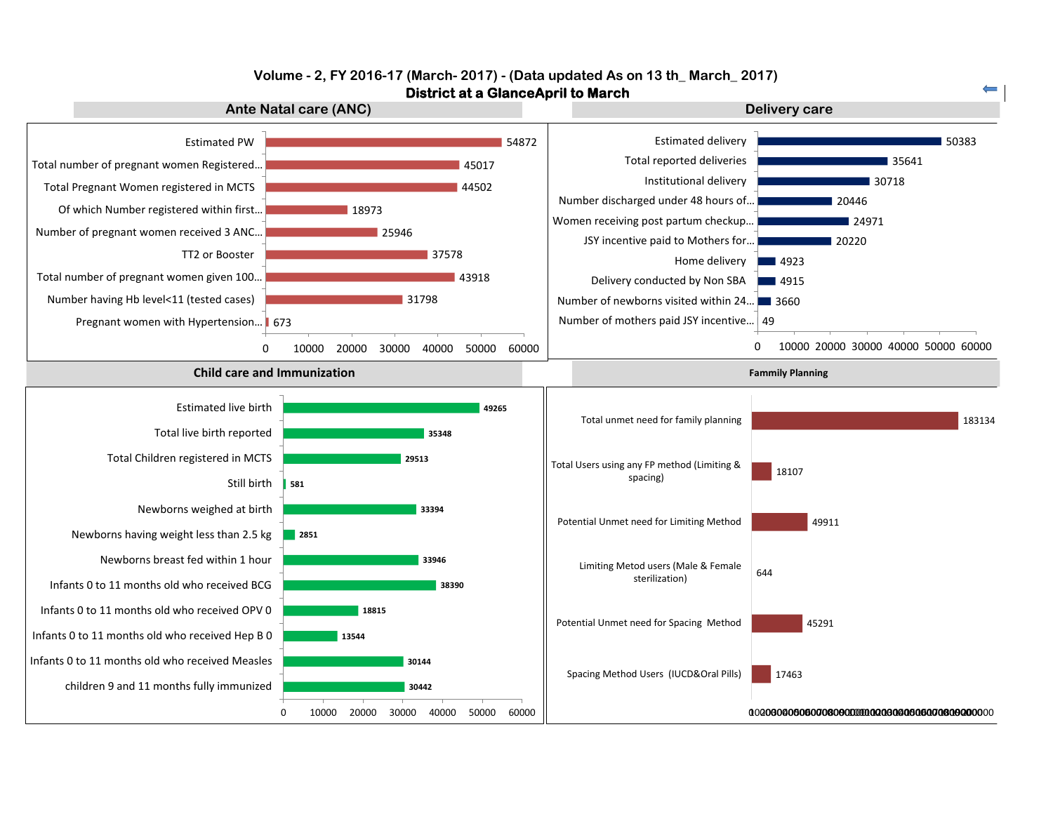Volume - 2, FY 2016-17 (March- 2017) - (Data updated As on 13 th_ March_ 2017)

**District at a GlanceApril to March**

## Ante Natal care (ANC)

Estimated PW 54872
Total number of pregnant women Registered... 45017
Total Pregnant Women registered in MCTS 44502
Of which Number registered within first... 18973
Number of pregnant women received 3 ANC... 25946
TT2 or Booster 37578
Total number of pregnant women given 100... 43918
Number having Hb level<11 (tested cases) 31798
Pregnant women with Hypertension... 673

0 10000 20000 30000 40000 50000 60000

## Delivery care

Estimated delivery 50383
Total reported deliveries 35641
Institutional delivery 30718
Number discharged under 48 hours of... 20446
Women receiving post partum checkup... 24971
JSY incentive paid to Mothers for... 20220
Home delivery 4923
Delivery conducted by Non SBA 4915
Number of newborns visited within 24... 3660
Number of mothers paid JSY incentive... 49

0 10000 20000 30000 40000 50000 60000

## Child care and Immunization

Estimated live birth 49265
Total live birth reported 35348
Total Children registered in MCTS 29513
Still birth 581
Newborns weighed at birth 33394
Newborns having weight less than 2.5 kg 2851
Newborns breast fed within 1 hour 33946
Infants 0 to 11 months old who received BCG 38390
Infants 0 to 11 months old who received OPV 0 18815
Infants 0 to 11 months old who received Hep B 0 13544
Infants 0 to 11 months old who received Measles 30144
children 9 and 11 months fully immunized 30442

0 10000 20000 30000 40000 50000 60000

## Fammily Planning

Total unmet need for family planning 183134
Total Users using any FP method (Limiting & spacing) 18107
Potential Unmet need for Limiting Method 49911
Limiting Metod users (Male & Female sterilization) 644
Potential Unmet need for Spacing Method 45291
Spacing Method Users (IUCD&Oral Pills) 17463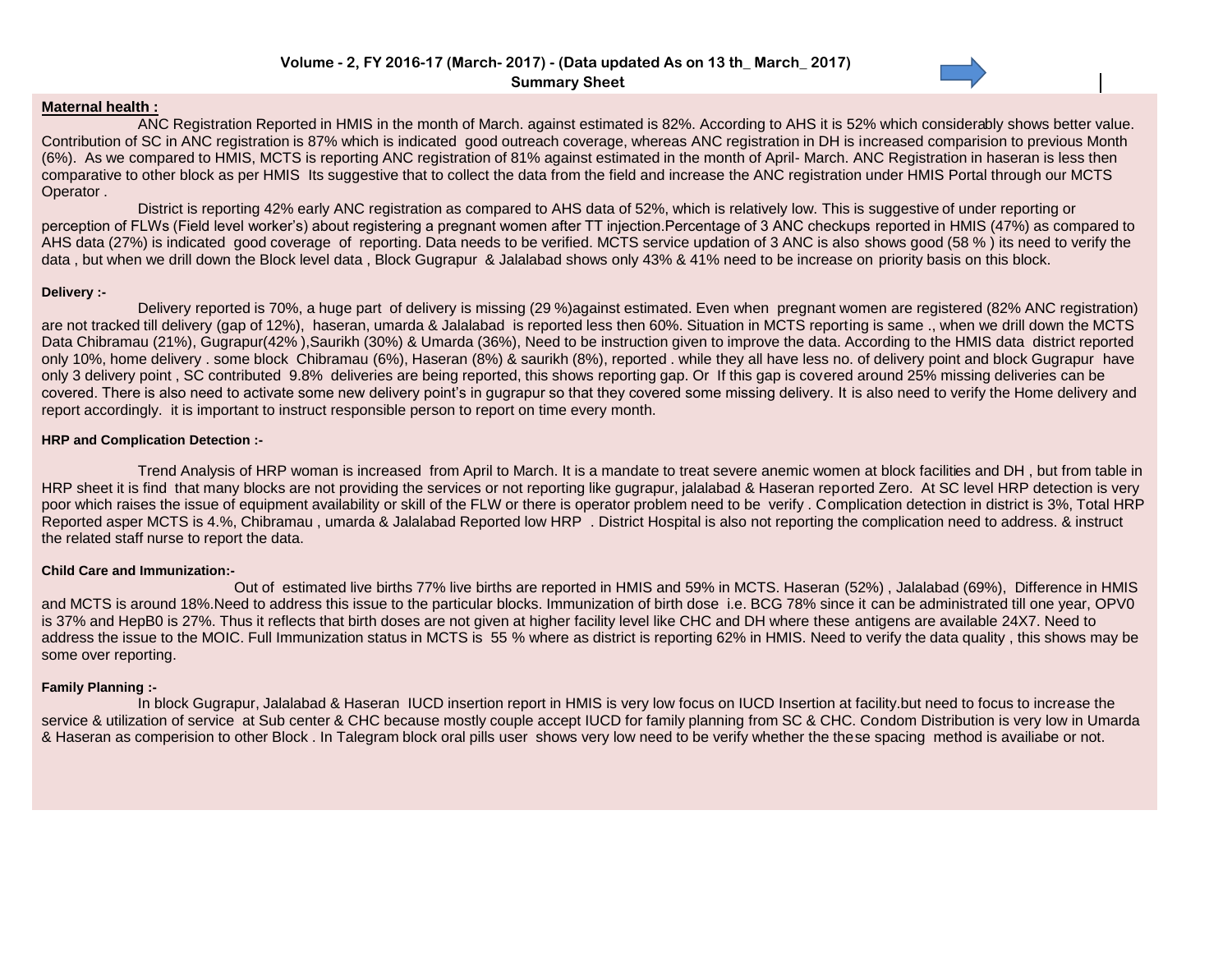**Volume - 2, FY 2016-17 (March- 2017) - (Data updated As on 13 th_ March_ 2017)**

**Summary Sheet**

## Maternal health :

ANC Registration Reported in HMIS in the month of March. against estimated is 82%. According to AHS it is 52% which considerably shows better value. Contribution of SC in ANC registration is 87% which is indicated good outreach coverage, whereas ANC registration in DH is increased comparision to previous Month (6%). As we compared to HMIS, MCTS is reporting ANC registration of 81% against estimated in the month of April- March. ANC Registration in haseran is less then comparative to other block as per HMIS Its suggestive that to collect the data from the field and increase the ANC registration under HMIS Portal through our MCTS Operator .

District is reporting 42% early ANC registration as compared to AHS data of 52%, which is relatively low. This is suggestive of under reporting or perception of FLWs (Field level worker's) about registering a pregnant women after TT injection.Percentage of 3 ANC checkups reported in HMIS (47%) as compared to AHS data (27%) is indicated good coverage of reporting. Data needs to be verified. MCTS service updation of 3 ANC is also shows good (58 % ) its need to verify the data , but when we drill down the Block level data , Block Gugrapur & Jalalabad shows only 43% & 41% need to be increase on priority basis on this block.

### Delivery :-

Delivery reported is 70%, a huge part of delivery is missing (29 %)against estimated. Even when pregnant women are registered (82% ANC registration) are not tracked till delivery (gap of 12%), haseran, umarda & Jalalabad is reported less then 60%. Situation in MCTS reporting is same ., when we drill down the MCTS Data Chibramau (21%), Gugrapur(42% ),Saurikh (30%) & Umarda (36%), Need to be instruction given to improve the data. According to the HMIS data district reported only 10%, home delivery . some block Chibramau (6%), Haseran (8%) & saurikh (8%), reported . while they all have less no. of delivery point and block Gugrapur have only 3 delivery point , SC contributed 9.8% deliveries are being reported, this shows reporting gap. Or If this gap is covered around 25% missing deliveries can be covered. There is also need to activate some new delivery point's in gugrapur so that they covered some missing delivery. It is also need to verify the Home delivery and report accordingly. it is important to instruct responsible person to report on time every month.

### HRP and Complication Detection :-

Trend Analysis of HRP woman is increased from April to March. It is a mandate to treat severe anemic women at block facilities and DH , but from table in HRP sheet it is find that many blocks are not providing the services or not reporting like gugrapur, jalalabad & Haseran reported Zero. At SC level HRP detection is very poor which raises the issue of equipment availability or skill of the FLW or there is operator problem need to be verify . Complication detection in district is 3%, Total HRP Reported asper MCTS is 4.%, Chibramau , umarda & Jalalabad Reported low HRP . District Hospital is also not reporting the complication need to address. & instruct the related staff nurse to report the data.

### Child Care and Immunization:-

Out of estimated live births 77% live births are reported in HMIS and 59% in MCTS. Haseran (52%) , Jalalabad (69%), Difference in HMIS and MCTS is around 18%.Need to address this issue to the particular blocks. Immunization of birth dose i.e. BCG 78% since it can be administrated till one year, OPV0 is 37% and HepB0 is 27%. Thus it reflects that birth doses are not given at higher facility level like CHC and DH where these antigens are available 24X7. Need to address the issue to the MOIC. Full Immunization status in MCTS is 55 % where as district is reporting 62% in HMIS. Need to verify the data quality , this shows may be some over reporting.

### Family Planning :-

In block Gugrapur, Jalalabad & Haseran IUCD insertion report in HMIS is very low focus on IUCD Insertion at facility.but need to focus to increase the service & utilization of service at Sub center & CHC because mostly couple accept IUCD for family planning from SC & CHC. Condom Distribution is very low in Umarda & Haseran as comperision to other Block . In Talegram block oral pills user shows very low need to be verify whether the these spacing method is availiabe or not.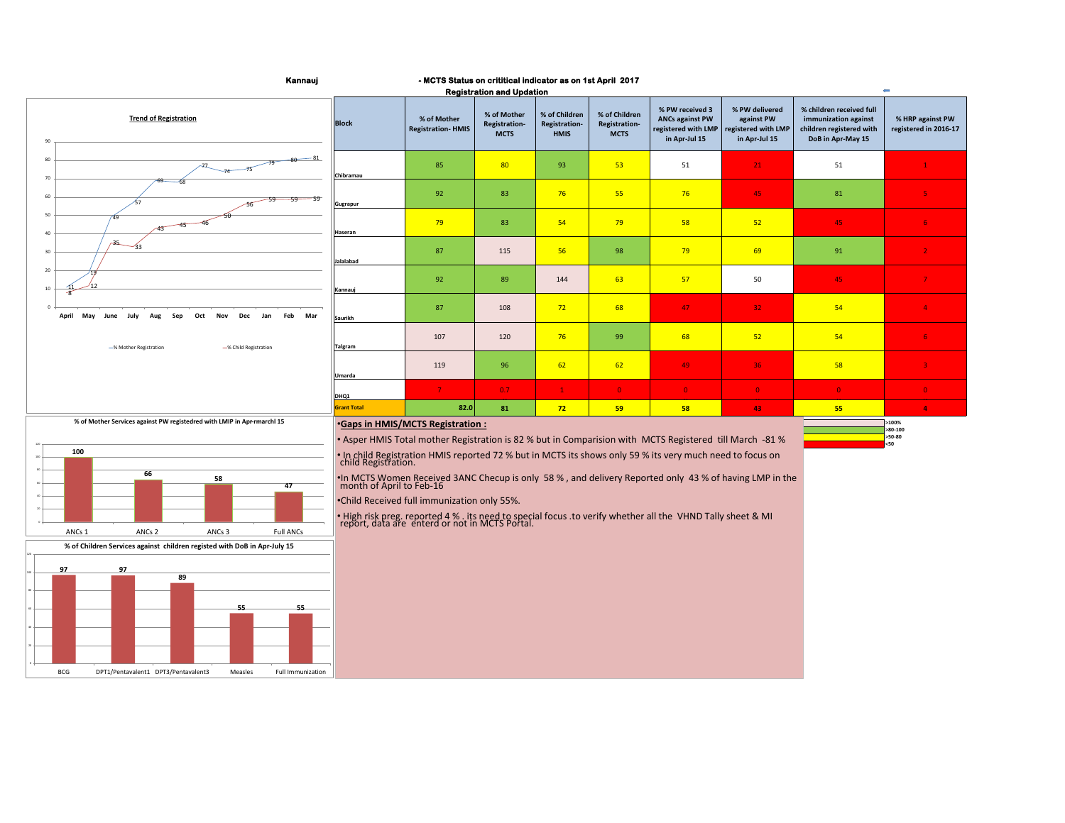**Kannauj** - MCTS Status on crititical indicator as on 1st April 2017

**Registration and Updation**

| Block | % of Mother Registration- HMIS | % of Mother Registration- MCTS | % of Children Registration- HMIS | % of Children Registration- MCTS | % PW received 3 ANCs against PW registered with LMP in Apr-Jul 15 | % PW delivered against PW registered with LMP in Apr-Jul 15 | % children received full immunization against children registered with DoB in Apr-May 15 | % HRP against PW registered in 2016-17 |
|---|---|---|---|---|---|---|---|---|
| Chibramau | 85 | 80 | 93 | 53 | 51 | 21 | 51 | 1 |
| Gugrapur | 92 | 83 | 76 | 55 | 76 | 45 | 81 | 5 |
| Haseran | 79 | 83 | 54 | 79 | 58 | 52 | 45 | 6 |
| Jalalabad | 87 | 115 | 56 | 98 | 79 | 69 | 91 | 2 |
| Kannauj | 92 | 89 | 144 | 63 | 57 | 50 | 45 | 7 |
| Saurikh | 87 | 108 | 72 | 68 | 47 | 32 | 54 | 4 |
| Talgram | 107 | 120 | 76 | 99 | 68 | 52 | 54 | 6 |
| Umarda | 119 | 96 | 62 | 62 | 49 | 36 | 58 | 3 |
| DHQ1 | 7 | 0.7 | 1 | 0 | 0 | 0 | 0 | 0 |
| Grant Total | 82.0 | 81 | 72 | 59 | 58 | 43 | 55 | 4 |

Legend: >100% ; >80-100 ; >50-80 ; <50

**Trend of Registration**

| | April | May | June | July | Aug | Sep | Oct | Nov | Dec | Jan | Feb | Mar |
|---|---|---|---|---|---|---|---|---|---|---|---|---|
| % Mother Registration | 11 | 19 | 49 | 57 | 69 | 68 | 77 | 74 | 75 | 79 | 80 | 81 |
| % Child Registration | 8 | 12 | 35 | 33 | 43 | 45 | 46 | 50 | 56 | 59 | 59 | 59 |

**% of Mother Services against PW registedred with LMIP in Apr-rmarchl 15**

| ANCs 1 | ANCs 2 | ANCs 3 | Full ANCs |
|---|---|---|---|
| 100 | 66 | 58 | 47 |

**% of Children Services against children registed with DoB in Apr-July 15**

| BCG | DPT1/Pentavalent1 | DPT3/Pentavalent3 | Measles | Full Immunization |
|---|---|---|---|---|
| 97 | 97 | 89 | 55 | 55 |

**Gaps in HMIS/MCTS Registration :**

- Asper HMIS Total mother Registration is 82 % but in Comparision with MCTS Registered till March -81 %
- In child Registration HMIS reported 72 % but in MCTS its shows only 59 % its very much need to focus on child Registration.
- In MCTS Women Received 3ANC Checup is only 58 % , and delivery Reported only 43 % of having LMP in the month of April to Feb-16
- Child Received full immunization only 55%.
- High risk preg. reported 4 % . its need to special focus .to verify whether all the VHND Tally sheet & MI report, data are enterd or not in MCTS Portal.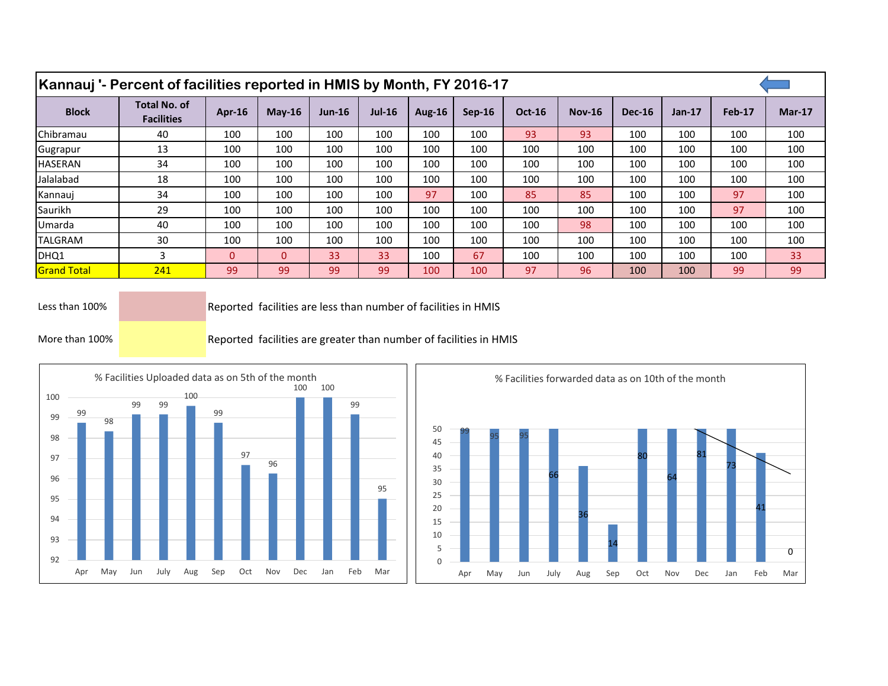## Kannauj '- Percent of facilities reported in HMIS by Month, FY 2016-17

| Block | Total No. of Facilities | Apr-16 | May-16 | Jun-16 | Jul-16 | Aug-16 | Sep-16 | Oct-16 | Nov-16 | Dec-16 | Jan-17 | Feb-17 | Mar-17 |
|---|---|---|---|---|---|---|---|---|---|---|---|---|---|
| Chibramau | 40 | 100 | 100 | 100 | 100 | 100 | 100 | 93 | 93 | 100 | 100 | 100 | 100 |
| Gugrapur | 13 | 100 | 100 | 100 | 100 | 100 | 100 | 100 | 100 | 100 | 100 | 100 | 100 |
| HASERAN | 34 | 100 | 100 | 100 | 100 | 100 | 100 | 100 | 100 | 100 | 100 | 100 | 100 |
| Jalalabad | 18 | 100 | 100 | 100 | 100 | 100 | 100 | 100 | 100 | 100 | 100 | 100 | 100 |
| Kannauj | 34 | 100 | 100 | 100 | 100 | 97 | 100 | 85 | 85 | 100 | 100 | 97 | 100 |
| Saurikh | 29 | 100 | 100 | 100 | 100 | 100 | 100 | 100 | 100 | 100 | 100 | 97 | 100 |
| Umarda | 40 | 100 | 100 | 100 | 100 | 100 | 100 | 100 | 98 | 100 | 100 | 100 | 100 |
| TALGRAM | 30 | 100 | 100 | 100 | 100 | 100 | 100 | 100 | 100 | 100 | 100 | 100 | 100 |
| DHQ1 | 3 | 0 | 0 | 33 | 33 | 100 | 67 | 100 | 100 | 100 | 100 | 100 | 33 |
| Grand Total | 241 | 99 | 99 | 99 | 99 | 100 | 100 | 97 | 96 | 100 | 100 | 99 | 99 |

Less than 100% — Reported facilities are less than number of facilities in HMIS

More than 100% — Reported facilities are greater than number of facilities in HMIS

% Facilities Uploaded data as on 5th of the month

100, 99, 98, 97, 96, 95, 94, 93, 92

Apr 99, May 98, Jun 99, July 99, Aug 100, Sep 99, Oct 97, Nov 96, Dec 100, Jan 100, Feb 99, Mar 95

% Facilities forwarded data as on 10th of the month

50, 45, 40, 35, 30, 25, 20, 15, 10, 5, 0

Apr 99, May 95, Jun 95, July 66, Aug 36, Sep 14, Oct 80, Nov 64, Dec 81, Jan 73, Feb 41, Mar 0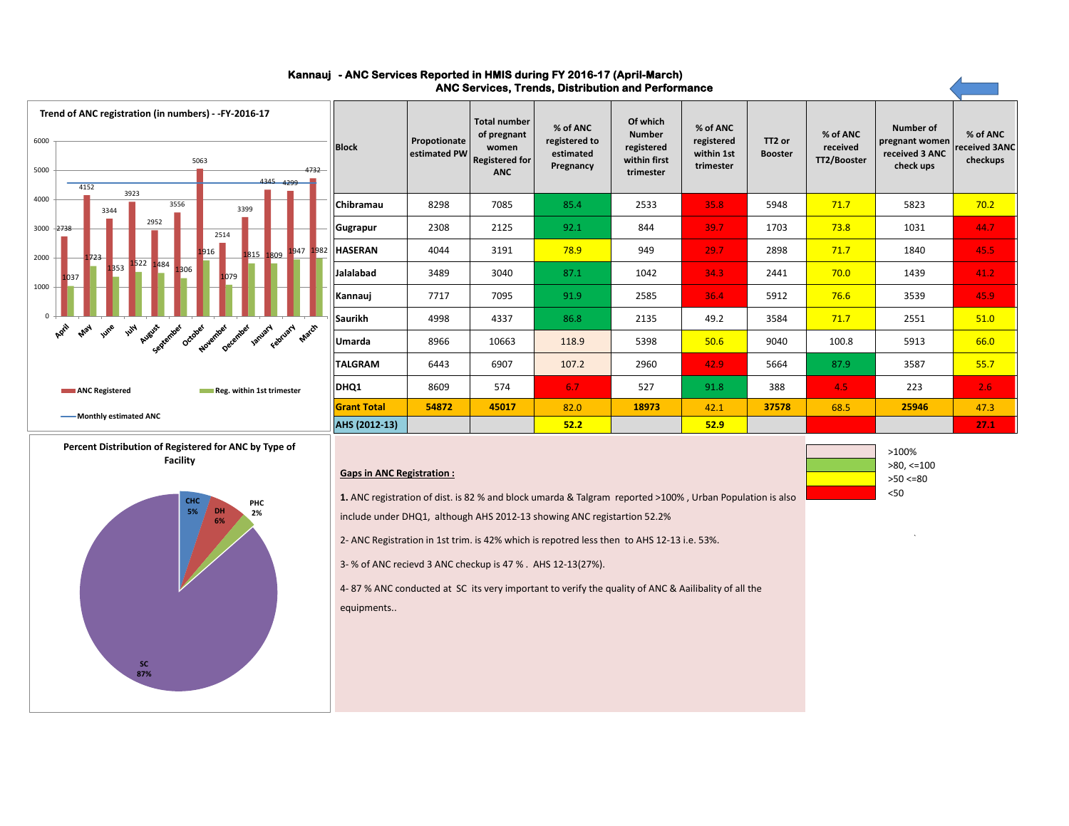## Kannauj - ANC Services Reported in HMIS during FY 2016-17 (April-March)

### ANC Services, Trends, Distribution and Performance

Trend of ANC registration (in numbers) - -FY-2016-17

6000
5000
4000
3000
2000
1000
0

2738 4152 3344 3923 2952 3556 5063 2514 3399 4345 4299 4732

1037 1723 1353 1522 1484 1306 1916 1079 1815 1809 1947 1982

April May June July August September October November December January February March

ANC Registered
Reg. within 1st trimester
Monthly estimated ANC

| Block | Propotionate estimated PW | Total number of pregnant women Registered for ANC | % of ANC registered to estimated Pregnancy | Of which Number registered within first trimester | % of ANC registered within 1st trimester | TT2 or Booster | % of ANC received TT2/Booster | Number of pregnant women received 3 ANC check ups | % of ANC received 3ANC checkups |
|---|---|---|---|---|---|---|---|---|---|
| Chibramau | 8298 | 7085 | 85.4 | 2533 | 35.8 | 5948 | 71.7 | 5823 | 70.2 |
| Gugrapur | 2308 | 2125 | 92.1 | 844 | 39.7 | 1703 | 73.8 | 1031 | 44.7 |
| HASERAN | 4044 | 3191 | 78.9 | 949 | 29.7 | 2898 | 71.7 | 1840 | 45.5 |
| Jalalabad | 3489 | 3040 | 87.1 | 1042 | 34.3 | 2441 | 70.0 | 1439 | 41.2 |
| Kannauj | 7717 | 7095 | 91.9 | 2585 | 36.4 | 5912 | 76.6 | 3539 | 45.9 |
| Saurikh | 4998 | 4337 | 86.8 | 2135 | 49.2 | 3584 | 71.7 | 2551 | 51.0 |
| Umarda | 8966 | 10663 | 118.9 | 5398 | 50.6 | 9040 | 100.8 | 5913 | 66.0 |
| TALGRAM | 6443 | 6907 | 107.2 | 2960 | 42.9 | 5664 | 87.9 | 3587 | 55.7 |
| DHQ1 | 8609 | 574 | 6.7 | 527 | 91.8 | 388 | 4.5 | 223 | 2.6 |
| Grant Total | 54872 | 45017 | 82.0 | 18973 | 42.1 | 37578 | 68.5 | 25946 | 47.3 |
| AHS (2012-13) | | | 52.2 | | 52.9 | | | | 27.1 |

Percent Distribution of Registered for ANC by Type of Facility

CHC 5%
DH 6%
PHC 2%
SC 87%

**Gaps in ANC Registration :**

**1.** ANC registration of dist. is 82 % and block umarda & Talgram reported >100% , Urban Population is also include under DHQ1, although AHS 2012-13 showing ANC registartion 52.2%

2- ANC Registration in 1st trim. is 42% which is repotred less then to AHS 12-13 i.e. 53%.

3- % of ANC recievd 3 ANC checkup is 47 % . AHS 12-13(27%).

4- 87 % ANC conducted at SC its very important to verify the quality of ANC & Aailibality of all the equipments..

>100%
>80, <=100
>50 <=80
<50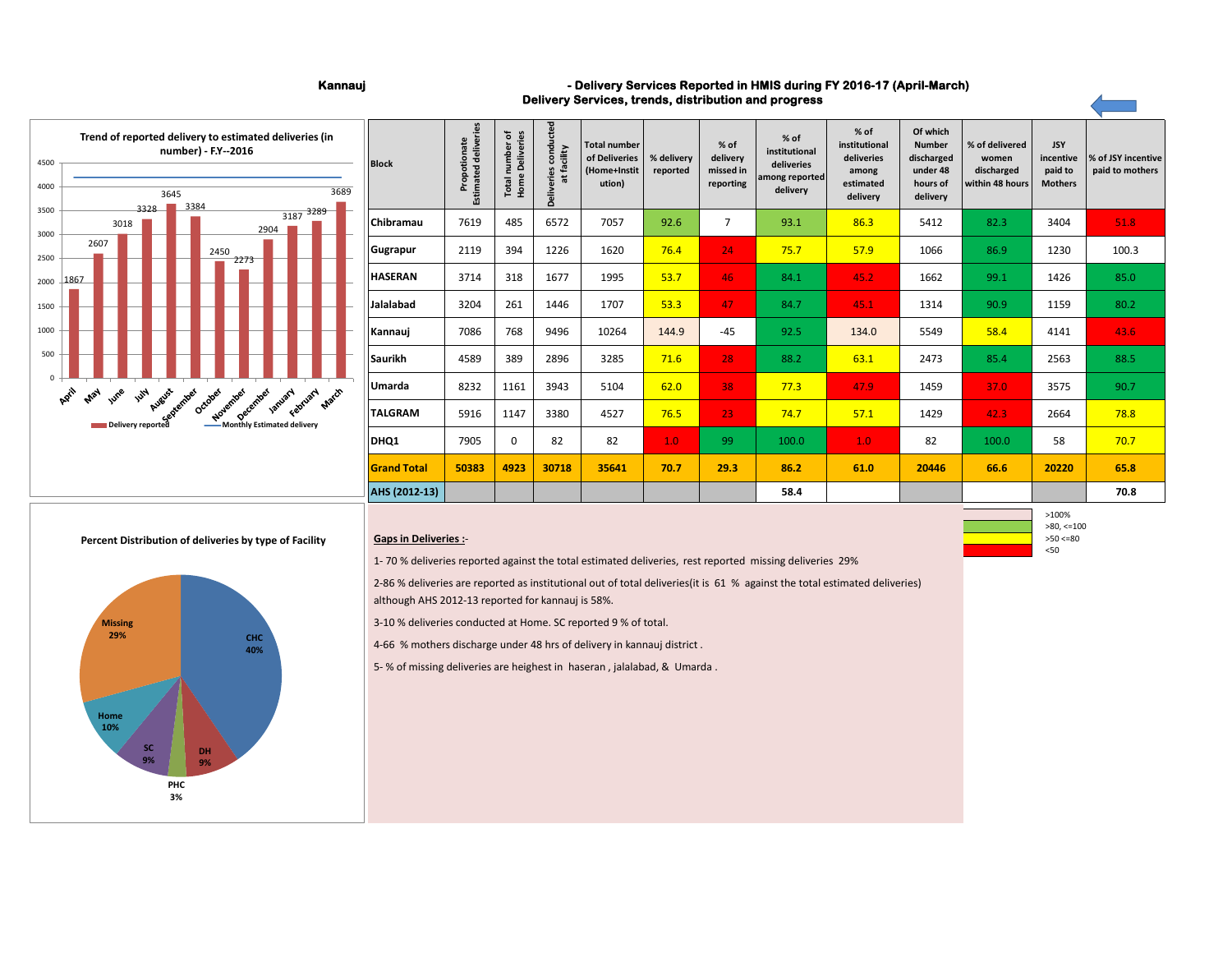**Kannauj** - **Delivery Services Reported in HMIS during FY 2016-17 (April-March)**

**Delivery Services, trends, distribution and progress**

Trend of reported delivery to estimated deliveries (in number) - F.Y--2016

4500
4000
3500
3000
2500
2000
1500
1000
500
0

1867
2607
3018
3328
3645
3384
2450
2273
2904
3187
3289
3689

April May June July August September October November December January February March

Delivery reported — Monthly Estimated delivery

| Block | Propotionate Estimated deliveries | Total number of Home Deliveries | Deliveries conducted at facility | Total number of Deliveries (Home+Institution) | % delivery reported | % of delivery missed in reporting | % of institutional deliveries among reported delivery | % of institutional deliveries among estimated delivery | Of which Number discharged under 48 hours of delivery | % of delivered women discharged within 48 hours | JSY incentive paid to Mothers | % of JSY incentive paid to mothers |
|---|---|---|---|---|---|---|---|---|---|---|---|---|
| Chibramau | 7619 | 485 | 6572 | 7057 | 92.6 | 7 | 93.1 | 86.3 | 5412 | 82.3 | 3404 | 51.8 |
| Gugrapur | 2119 | 394 | 1226 | 1620 | 76.4 | 24 | 75.7 | 57.9 | 1066 | 86.9 | 1230 | 100.3 |
| HASERAN | 3714 | 318 | 1677 | 1995 | 53.7 | 46 | 84.1 | 45.2 | 1662 | 99.1 | 1426 | 85.0 |
| Jalalabad | 3204 | 261 | 1446 | 1707 | 53.3 | 47 | 84.7 | 45.1 | 1314 | 90.9 | 1159 | 80.2 |
| Kannauj | 7086 | 768 | 9496 | 10264 | 144.9 | -45 | 92.5 | 134.0 | 5549 | 58.4 | 4141 | 43.6 |
| Saurikh | 4589 | 389 | 2896 | 3285 | 71.6 | 28 | 88.2 | 63.1 | 2473 | 85.4 | 2563 | 88.5 |
| Umarda | 8232 | 1161 | 3943 | 5104 | 62.0 | 38 | 77.3 | 47.9 | 1459 | 37.0 | 3575 | 90.7 |
| TALGRAM | 5916 | 1147 | 3380 | 4527 | 76.5 | 23 | 74.7 | 57.1 | 1429 | 42.3 | 2664 | 78.8 |
| DHQ1 | 7905 | 0 | 82 | 82 | 1.0 | 99 | 100.0 | 1.0 | 82 | 100.0 | 58 | 70.7 |
| **Grand Total** | **50383** | **4923** | **30718** | **35641** | **70.7** | **29.3** | **86.2** | **61.0** | **20446** | **66.6** | **20220** | **65.8** |
| **AHS (2012-13)** | | | | | | | **58.4** | | | | | **70.8** |

>100%
>80, <=100
>50 <=80
<50

Percent Distribution of deliveries by type of Facility

CHC 40%
DH 9%
PHC 3%
SC 9%
Home 10%
Missing 29%

**Gaps in Deliveries :-**

1- 70 % deliveries reported against the total estimated deliveries, rest reported missing deliveries 29%

2-86 % deliveries are reported as institutional out of total deliveries(it is 61 % against the total estimated deliveries) although AHS 2012-13 reported for kannauj is 58%.

3-10 % deliveries conducted at Home. SC reported 9 % of total.

4-66 % mothers discharge under 48 hrs of delivery in kannauj district .

5- % of missing deliveries are heighest in haseran , jalalabad, & Umarda .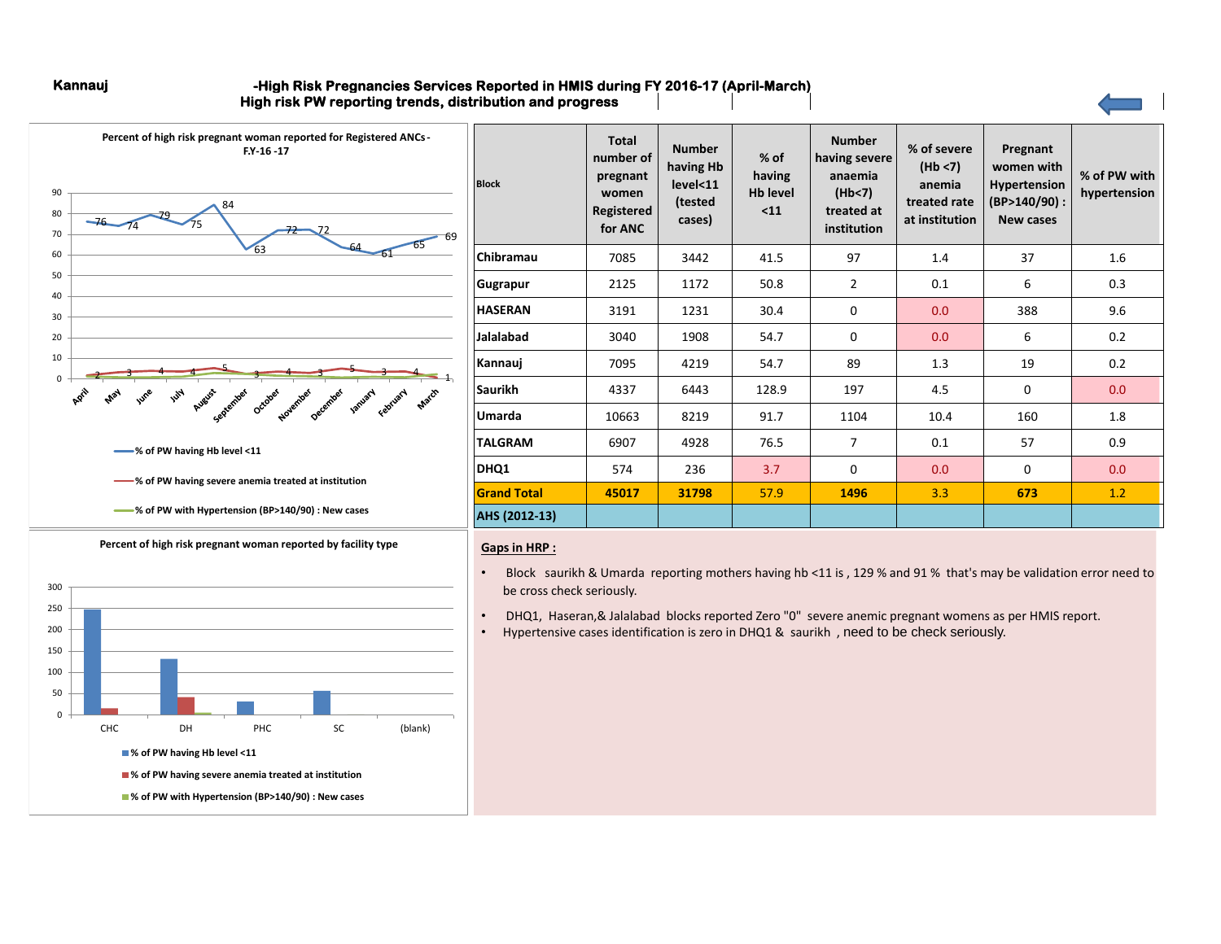**Kannauj** 

## -High Risk Pregnancies Services Reported in HMIS during FY 2016-17 (April-March)

### High risk PW reporting trends, distribution and progress

Percent of high risk pregnant woman reported for Registered ANCs - F.Y-16 -17

90
80
70
60
50
40
30
20
10
0

76 74 79 75 84 63 72 72 64 61 65 69

2 3 4 4 5 3 4 3 5 3 4 1

April May June July August September October November December January February March

% of PW having Hb level <11

% of PW having severe anemia treated at institution

% of PW with Hypertension (BP>140/90) : New cases

Percent of high risk pregnant woman reported by facility type

300
250
200
150
100
50
0

CHC DH PHC SC (blank)

% of PW having Hb level <11

% of PW having severe anemia treated at institution

% of PW with Hypertension (BP>140/90) : New cases

| Block | Total number of pregnant women Registered for ANC | Number having Hb level<11 (tested cases) | % of having Hb level <11 | Number having severe anaemia (Hb<7) treated at institution | % of severe (Hb <7) anemia treated rate at institution | Pregnant women with Hypertension (BP>140/90) : New cases | % of PW with hypertension |
|---|---|---|---|---|---|---|---|
| Chibramau | 7085 | 3442 | 41.5 | 97 | 1.4 | 37 | 1.6 |
| Gugrapur | 2125 | 1172 | 50.8 | 2 | 0.1 | 6 | 0.3 |
| HASERAN | 3191 | 1231 | 30.4 | 0 | 0.0 | 388 | 9.6 |
| Jalalabad | 3040 | 1908 | 54.7 | 0 | 0.0 | 6 | 0.2 |
| Kannauj | 7095 | 4219 | 54.7 | 89 | 1.3 | 19 | 0.2 |
| Saurikh | 4337 | 6443 | 128.9 | 197 | 4.5 | 0 | 0.0 |
| Umarda | 10663 | 8219 | 91.7 | 1104 | 10.4 | 160 | 1.8 |
| TALGRAM | 6907 | 4928 | 76.5 | 7 | 0.1 | 57 | 0.9 |
| DHQ1 | 574 | 236 | 3.7 | 0 | 0.0 | 0 | 0.0 |
| **Grand Total** | **45017** | **31798** | **57.9** | **1496** | **3.3** | **673** | **1.2** |
| **AHS (2012-13)** | | | | | | | |

**Gaps in HRP :**

- Block saurikh & Umarda reporting mothers having hb <11 is , 129 % and 91 % that's may be validation error need to be cross check seriously.
- DHQ1, Haseran,& Jalalabad blocks reported Zero "0" severe anemic pregnant womens as per HMIS report.
- Hypertensive cases identification is zero in DHQ1 & saurikh , need to be check seriously.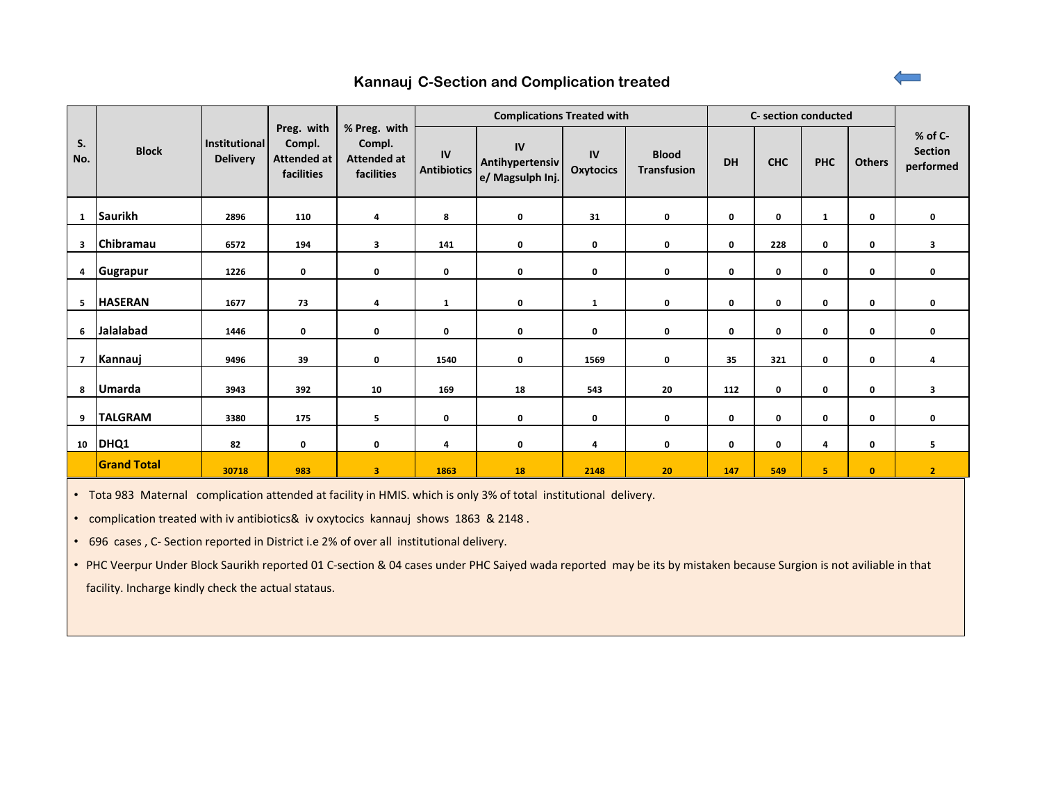## Kannauj C-Section and Complication treated

| S. No. | Block | Institutional Delivery | Preg. with Compl. Attended at facilities | % Preg. with Compl. Attended at facilities | Complications Treated with | | | | C- section conducted | | | | % of C-Section performed |
|---|---|---|---|---|---|---|---|---|---|---|---|---|---|
| | | | | | IV Antibiotics | IV Antihypertensive/ Magsulph Inj. | IV Oxytocics | Blood Transfusion | DH | CHC | PHC | Others | |
| 1 | Saurikh | 2896 | 110 | 4 | 8 | 0 | 31 | 0 | 0 | 0 | 1 | 0 | 0 |
| 3 | Chibramau | 6572 | 194 | 3 | 141 | 0 | 0 | 0 | 0 | 228 | 0 | 0 | 3 |
| 4 | Gugrapur | 1226 | 0 | 0 | 0 | 0 | 0 | 0 | 0 | 0 | 0 | 0 | 0 |
| 5 | HASERAN | 1677 | 73 | 4 | 1 | 0 | 1 | 0 | 0 | 0 | 0 | 0 | 0 |
| 6 | Jalalabad | 1446 | 0 | 0 | 0 | 0 | 0 | 0 | 0 | 0 | 0 | 0 | 0 |
| 7 | Kannauj | 9496 | 39 | 0 | 1540 | 0 | 1569 | 0 | 35 | 321 | 0 | 0 | 4 |
| 8 | Umarda | 3943 | 392 | 10 | 169 | 18 | 543 | 20 | 112 | 0 | 0 | 0 | 3 |
| 9 | TALGRAM | 3380 | 175 | 5 | 0 | 0 | 0 | 0 | 0 | 0 | 0 | 0 | 0 |
| 10 | DHQ1 | 82 | 0 | 0 | 4 | 0 | 4 | 0 | 0 | 0 | 4 | 0 | 5 |
| | **Grand Total** | 30718 | 983 | 3 | 1863 | 18 | 2148 | 20 | 147 | 549 | 5 | 0 | 2 |

- Tota 983 Maternal complication attended at facility in HMIS. which is only 3% of total institutional delivery.
- complication treated with iv antibiotics& iv oxytocics kannauj shows 1863 & 2148 .
- 696 cases , C- Section reported in District i.e 2% of over all institutional delivery.
- PHC Veerpur Under Block Saurikh reported 01 C-section & 04 cases under PHC Saiyed wada reported may be its by mistaken because Surgion is not aviliable in that facility. Incharge kindly check the actual stataus.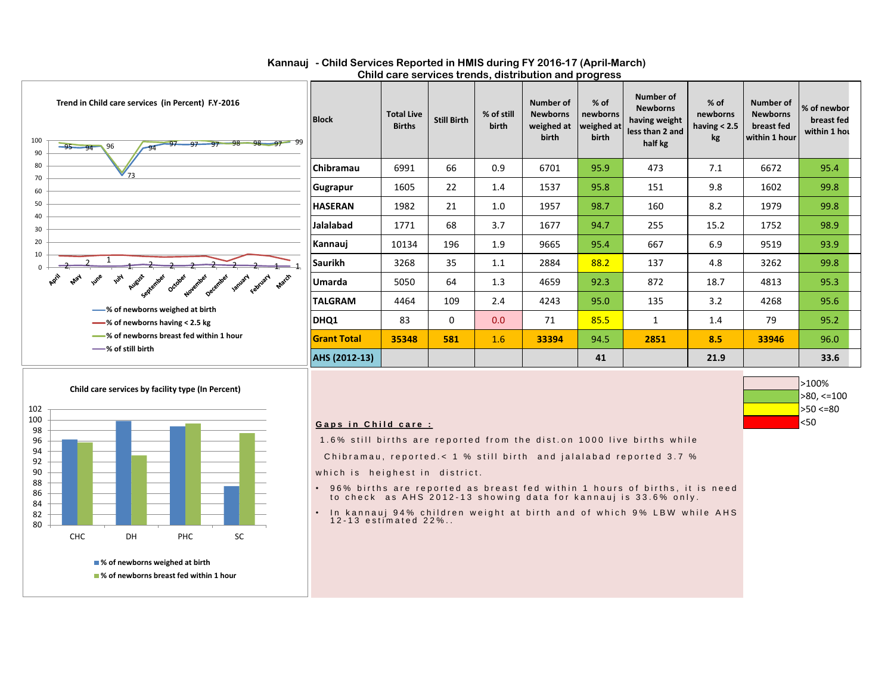# Kannauj - Child Services Reported in HMIS during FY 2016-17 (April-March)

## Child care services trends, distribution and progress

Trend in Child care services (in Percent) F.Y-2016

100, 90, 80, 70, 60, 50, 40, 30, 20, 10, 0

95 94 96 73 94 97 97 97 98 98 97 99

2 2 1 1 2 2 2 2 2 2 1 1

April May June July August September October November December January February March

% of newborns weighed at birth
% of newborns having < 2.5 kg
% of newborns breast fed within 1 hour
% of still birth

Child care services by facility type (In Percent)

102, 100, 98, 96, 94, 92, 90, 88, 86, 84, 82, 80

CHC DH PHC SC

% of newborns weighed at birth
% of newborns breast fed within 1 hour

| Block | Total Live Births | Still Birth | % of still birth | Number of Newborns weighed at birth | % of newborns weighed at birth | Number of Newborns having weight less than 2 and half kg | % of newborns having < 2.5 kg | Number of Newborns breast fed within 1 hour | % of newborns breast fed within 1 hour |
|---|---|---|---|---|---|---|---|---|---|
| Chibramau | 6991 | 66 | 0.9 | 6701 | 95.9 | 473 | 7.1 | 6672 | 95.4 |
| Gugrapur | 1605 | 22 | 1.4 | 1537 | 95.8 | 151 | 9.8 | 1602 | 99.8 |
| HASERAN | 1982 | 21 | 1.0 | 1957 | 98.7 | 160 | 8.2 | 1979 | 99.8 |
| Jalalabad | 1771 | 68 | 3.7 | 1677 | 94.7 | 255 | 15.2 | 1752 | 98.9 |
| Kannauj | 10134 | 196 | 1.9 | 9665 | 95.4 | 667 | 6.9 | 9519 | 93.9 |
| Saurikh | 3268 | 35 | 1.1 | 2884 | 88.2 | 137 | 4.8 | 3262 | 99.8 |
| Umarda | 5050 | 64 | 1.3 | 4659 | 92.3 | 872 | 18.7 | 4813 | 95.3 |
| TALGRAM | 4464 | 109 | 2.4 | 4243 | 95.0 | 135 | 3.2 | 4268 | 95.6 |
| DHQ1 | 83 | 0 | 0.0 | 71 | 85.5 | 1 | 1.4 | 79 | 95.2 |
| **Grant Total** | **35348** | **581** | **1.6** | **33394** | **94.5** | **2851** | **8.5** | **33946** | **96.0** |
| **AHS (2012-13)** | | | | | **41** | | **21.9** | | **33.6** |

- >100%
- >80, <=100
- >50 <=80
- <50

**Gaps in Child care :**

1.6% still births are reported from the dist.on 1000 live births while Chibramau, reported.< 1 % still birth and jalalabad reported 3.7 % which is heighest in district.

- 96% births are reported as breast fed within 1 hours of births, it is need to check as AHS 2012-13 showing data for kannauj is 33.6% only.
- In kannauj 94% children weight at birth and of which 9% LBW while AHS 12-13 estimated 22%..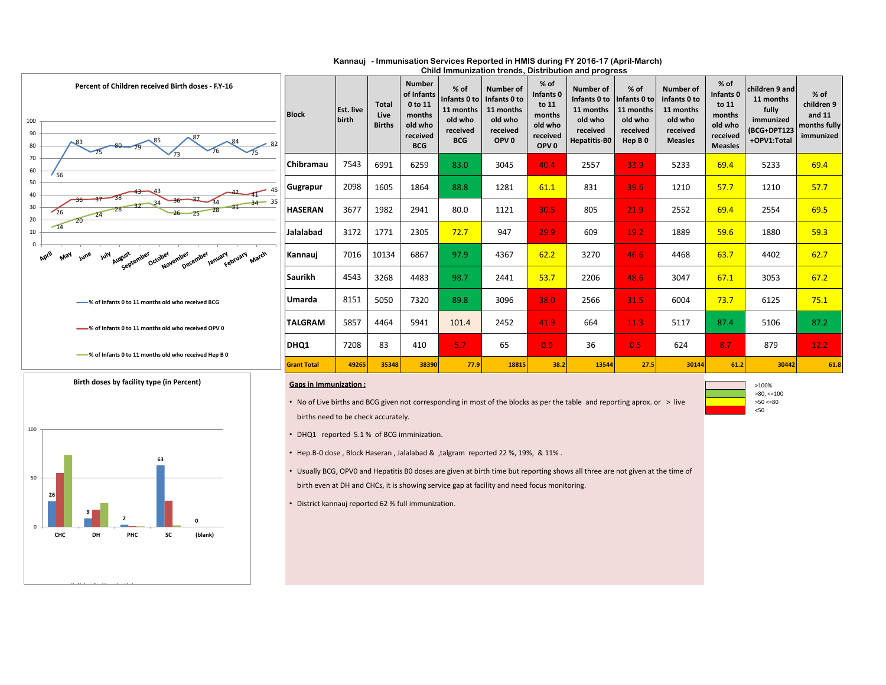## Kannauj - Immunisation Services Reported in HMIS during FY 2016-17 (April-March)
### Child Immunization trends, Distribution and progress

Percent of Children received Birth doses - F.Y-16

100
90
80
70
60
50
40
30
20
10
0

56 83 75 80 79 85 73 87 76 84 75 82

26 36 37 38 43 43 36 37 34 42 41 45

14 20 24 28 32 34 26 25 28 31 34 35

April May June July August September October November December January February March

% of Infants 0 to 11 months old who received BCG

% of Infants 0 to 11 months old who received OPV 0

% of Infants 0 to 11 months old who received Hep B 0

| Block | Est. live birth | Total Live Births | Number of Infants 0 to 11 months old who received BCG | % of Infants 0 to 11 months old who received BCG | Number of Infants 0 to 11 months old who received OPV 0 | % of Infants 0 to 11 months old who received OPV 0 | Number of Infants 0 to 11 months old who received Hepatitis-B0 | % of Infants 0 to 11 months old who received Hep B 0 | Number of Infants 0 to 11 months old who received Measles | % of Infants 0 to 11 months old who received Measles | children 9 and 11 months fully immunized (BCG+DPT123 +OPV1:Total | % of children 9 and 11 months fully immunized |
|---|---|---|---|---|---|---|---|---|---|---|---|---|
| Chibramau | 7543 | 6991 | 6259 | 83.0 | 3045 | 40.4 | 2557 | 33.9 | 5233 | 69.4 | 5233 | 69.4 |
| Gugrapur | 2098 | 1605 | 1864 | 88.8 | 1281 | 61.1 | 831 | 39.6 | 1210 | 57.7 | 1210 | 57.7 |
| HASERAN | 3677 | 1982 | 2941 | 80.0 | 1121 | 30.5 | 805 | 21.9 | 2552 | 69.4 | 2554 | 69.5 |
| Jalalabad | 3172 | 1771 | 2305 | 72.7 | 947 | 29.9 | 609 | 19.2 | 1889 | 59.6 | 1880 | 59.3 |
| Kannauj | 7016 | 10134 | 6867 | 97.9 | 4367 | 62.2 | 3270 | 46.6 | 4468 | 63.7 | 4402 | 62.7 |
| Saurikh | 4543 | 3268 | 4483 | 98.7 | 2441 | 53.7 | 2206 | 48.6 | 3047 | 67.1 | 3053 | 67.2 |
| Umarda | 8151 | 5050 | 7320 | 89.8 | 3096 | 38.0 | 2566 | 31.5 | 6004 | 73.7 | 6125 | 75.1 |
| TALGRAM | 5857 | 4464 | 5941 | 101.4 | 2452 | 41.9 | 664 | 11.3 | 5117 | 87.4 | 5106 | 87.2 |
| DHQ1 | 7208 | 83 | 410 | 5.7 | 65 | 0.9 | 36 | 0.5 | 624 | 8.7 | 879 | 12.2 |
| Grant Total | 49265 | 35348 | 38390 | 77.9 | 18815 | 38.2 | 13544 | 27.5 | 30144 | 61.2 | 30442 | 61.8 |

>100%
>80, <=100
>50 <=80
<50

Birth doses by facility type (in Percent)

100
50
0

26 9 2 63 0

CHC DH PHC SC (blank)

**Gaps in Immunization :**

- No of Live births and BCG given not corresponding in most of the blocks as per the table and reporting aprox. or > live births need to be check accurately.
- DHQ1 reported 5.1 % of BCG imminization.
- Hep.B-0 dose , Block Haseran , Jalalabad & ,talgram reported 22 %, 19%, & 11% .
- Usually BCG, OPV0 and Hepatitis B0 doses are given at birth time but reporting shows all three are not given at the time of birth even at DH and CHCs, it is showing service gap at facility and need focus monitoring.
- District kannauj reported 62 % full immunization.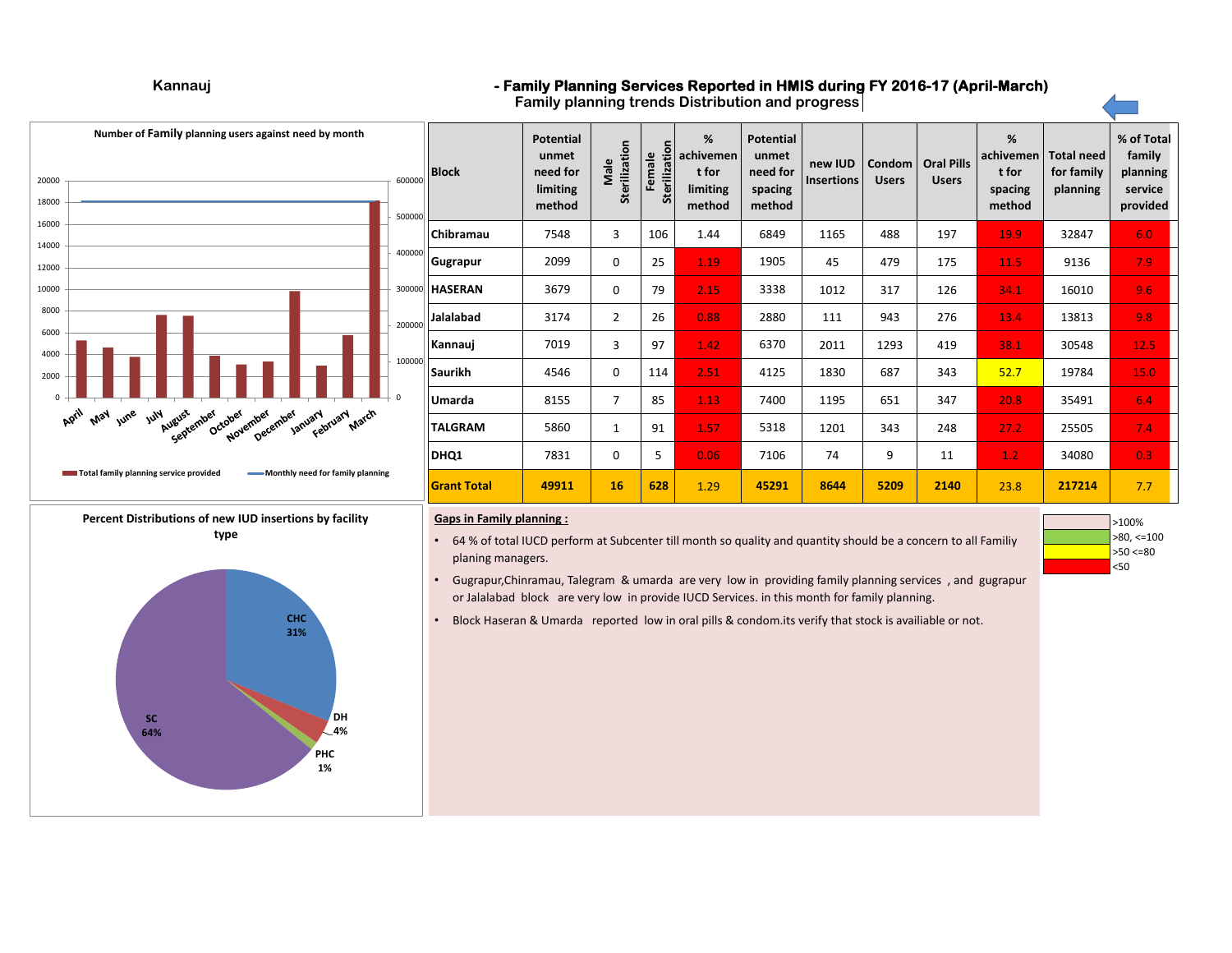Kannauj

# - Family Planning Services Reported in HMIS during FY 2016-17 (April-March)

Family planning trends Distribution and progress

Number of Family planning users against need by month

20000
18000
16000
14000
12000
10000
8000
6000
4000
2000
0

600000
500000
400000
300000
200000
100000
0

April May June July August September October November December January February March

Total family planning service provided
Monthly need for family planning

| Block | Potential unmet need for limiting method | Male Sterilization | Female Sterilization | % achivement for limiting method | Potential unmet need for spacing method | new IUD Insertions | Condom Users | Oral Pills Users | % achivement for spacing method | Total need for family planning | % of Total family planning service provided |
|---|---|---|---|---|---|---|---|---|---|---|---|
| Chibramau | 7548 | 3 | 106 | 1.44 | 6849 | 1165 | 488 | 197 | 19.9 | 32847 | 6.0 |
| Gugrapur | 2099 | 0 | 25 | 1.19 | 1905 | 45 | 479 | 175 | 11.5 | 9136 | 7.9 |
| HASERAN | 3679 | 0 | 79 | 2.15 | 3338 | 1012 | 317 | 126 | 34.1 | 16010 | 9.6 |
| Jalalabad | 3174 | 2 | 26 | 0.88 | 2880 | 111 | 943 | 276 | 13.4 | 13813 | 9.8 |
| Kannauj | 7019 | 3 | 97 | 1.42 | 6370 | 2011 | 1293 | 419 | 38.1 | 30548 | 12.5 |
| Saurikh | 4546 | 0 | 114 | 2.51 | 4125 | 1830 | 687 | 343 | 52.7 | 19784 | 15.0 |
| Umarda | 8155 | 7 | 85 | 1.13 | 7400 | 1195 | 651 | 347 | 20.8 | 35491 | 6.4 |
| TALGRAM | 5860 | 1 | 91 | 1.57 | 5318 | 1201 | 343 | 248 | 27.2 | 25505 | 7.4 |
| DHQ1 | 7831 | 0 | 5 | 0.06 | 7106 | 74 | 9 | 11 | 1.2 | 34080 | 0.3 |
| **Grant Total** | **49911** | **16** | **628** | 1.29 | **45291** | **8644** | **5209** | **2140** | 23.8 | **217214** | 7.7 |

Percent Distributions of new IUD insertions by facility type

CHC 31%
DH 4%
PHC 1%
SC 64%

**Gaps in Family planning :**

- 64 % of total IUCD perform at Subcenter till month so quality and quantity should be a concern to all Familiy planing managers.
- Gugrapur,Chinramau, Talegram & umarda are very low in providing family planning services , and gugrapur or Jalalabad block are very low in provide IUCD Services. in this month for family planning.
- Block Haseran & Umarda reported low in oral pills & condom.its verify that stock is availiable or not.

| | |
|---|---|
| | >100% |
| | >80, <=100 |
| | >50 <=80 |
| | <50 |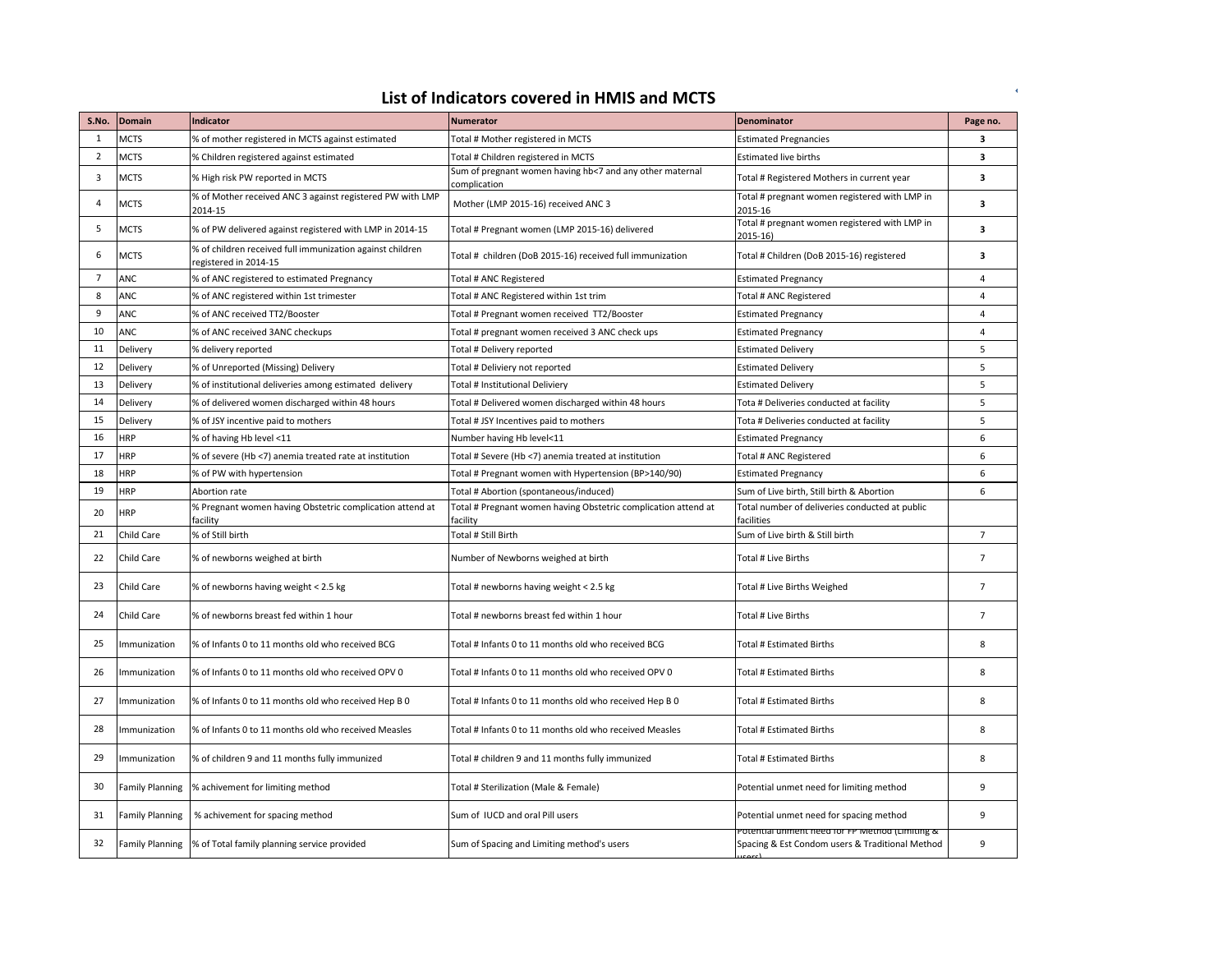# List of Indicators covered in HMIS and MCTS

| S.No. | Domain | Indicator | Numerator | Denominator | Page no. |
|---|---|---|---|---|---|
| 1 | MCTS | % of mother registered in MCTS against estimated | Total # Mother registered in MCTS | Estimated Pregnancies | **3** |
| 2 | MCTS | % Children registered against estimated | Total # Children registered in MCTS | Estimated live births | **3** |
| 3 | MCTS | % High risk PW reported in MCTS | Sum of pregnant women having hb<7 and any other maternal complication | Total # Registered Mothers in current year | **3** |
| 4 | MCTS | % of Mother received ANC 3 against registered PW with LMP 2014-15 | Mother (LMP 2015-16) received ANC 3 | Total # pregnant women registered with LMP in 2015-16 | **3** |
| 5 | MCTS | % of PW delivered against registered with LMP in 2014-15 | Total # Pregnant women (LMP 2015-16) delivered | Total # pregnant women registered with LMP in 2015-16) | **3** |
| 6 | MCTS | % of children received full immunization against children registered in 2014-15 | Total # children (DoB 2015-16) received full immunization | Total # Children (DoB 2015-16) registered | **3** |
| 7 | ANC | % of ANC registered to estimated Pregnancy | Total # ANC Registered | Estimated Pregnancy | 4 |
| 8 | ANC | % of ANC registered within 1st trimester | Total # ANC Registered within 1st trim | Total # ANC Registered | 4 |
| 9 | ANC | % of ANC received TT2/Booster | Total # Pregnant women received TT2/Booster | Estimated Pregnancy | 4 |
| 10 | ANC | % of ANC received 3ANC checkups | Total # pregnant women received 3 ANC check ups | Estimated Pregnancy | 4 |
| 11 | Delivery | % delivery reported | Total # Delivery reported | Estimated Delivery | 5 |
| 12 | Delivery | % of Unreported (Missing) Delivery | Total # Deliviery not reported | Estimated Delivery | 5 |
| 13 | Delivery | % of institutional deliveries among estimated delivery | Total # Institutional Deliviery | Estimated Delivery | 5 |
| 14 | Delivery | % of delivered women discharged within 48 hours | Total # Delivered women discharged within 48 hours | Tota # Deliveries conducted at facility | 5 |
| 15 | Delivery | % of JSY incentive paid to mothers | Total # JSY Incentives paid to mothers | Tota # Deliveries conducted at facility | 5 |
| 16 | HRP | % of having Hb level <11 | Number having Hb level<11 | Estimated Pregnancy | 6 |
| 17 | HRP | % of severe (Hb <7) anemia treated rate at institution | Total # Severe (Hb <7) anemia treated at institution | Total # ANC Registered | 6 |
| 18 | HRP | % of PW with hypertension | Total # Pregnant women with Hypertension (BP>140/90) | Estimated Pregnancy | 6 |
| 19 | HRP | Abortion rate | Total # Abortion (spontaneous/induced) | Sum of Live birth, Still birth & Abortion | 6 |
| 20 | HRP | % Pregnant women having Obstetric complication attend at facility | Total # Pregnant women having Obstetric complication attend at facility | Total number of deliveries conducted at public facilities | |
| 21 | Child Care | % of Still birth | Total # Still Birth | Sum of Live birth & Still birth | 7 |
| 22 | Child Care | % of newborns weighed at birth | Number of Newborns weighed at birth | Total # Live Births | 7 |
| 23 | Child Care | % of newborns having weight < 2.5 kg | Total # newborns having weight < 2.5 kg | Total # Live Births Weighed | 7 |
| 24 | Child Care | % of newborns breast fed within 1 hour | Total # newborns breast fed within 1 hour | Total # Live Births | 7 |
| 25 | Immunization | % of Infants 0 to 11 months old who received BCG | Total # Infants 0 to 11 months old who received BCG | Total # Estimated Births | 8 |
| 26 | Immunization | % of Infants 0 to 11 months old who received OPV 0 | Total # Infants 0 to 11 months old who received OPV 0 | Total # Estimated Births | 8 |
| 27 | Immunization | % of Infants 0 to 11 months old who received Hep B 0 | Total # Infants 0 to 11 months old who received Hep B 0 | Total # Estimated Births | 8 |
| 28 | Immunization | % of Infants 0 to 11 months old who received Measles | Total # Infants 0 to 11 months old who received Measles | Total # Estimated Births | 8 |
| 29 | Immunization | % of children 9 and 11 months fully immunized | Total # children 9 and 11 months fully immunized | Total # Estimated Births | 8 |
| 30 | Family Planning | % achivement for limiting method | Total # Sterilization (Male & Female) | Potential unmet need for limiting method | 9 |
| 31 | Family Planning | % achivement for spacing method | Sum of IUCD and oral Pill users | Potential unmet need for spacing method | 9 |
| 32 | Family Planning | % of Total family planning service provided | Sum of Spacing and Limiting method's users | Potential unmet need for FP Method (Limiting & Spacing & Est Condom users & Traditional Method users) | 9 |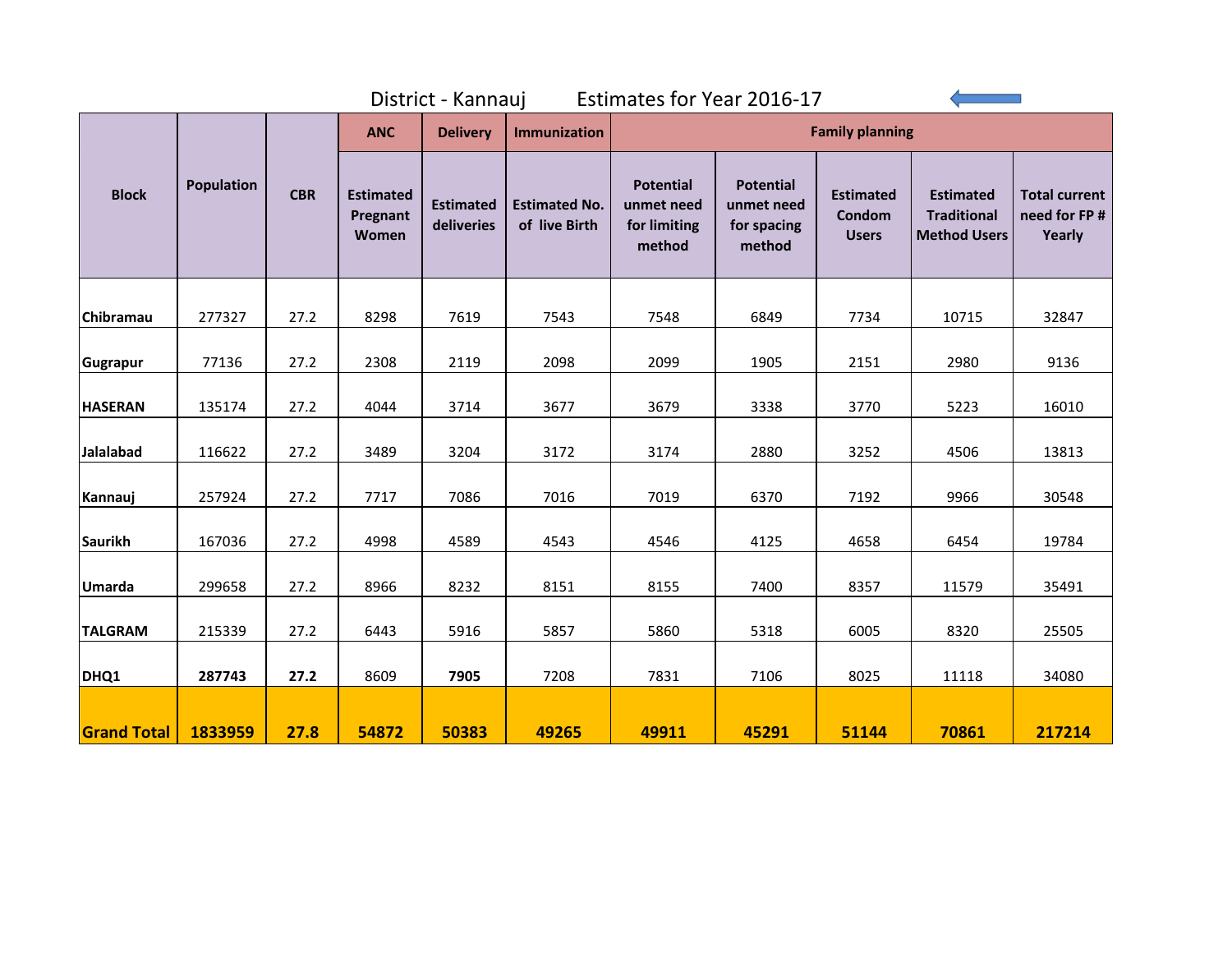District - Kannauj Estimates for Year 2016-17

| Block | Population | CBR | ANC | Delivery | Immunization | Family planning | | | | |
|---|---|---|---|---|---|---|---|---|---|---|
| | | | Estimated Pregnant Women | Estimated deliveries | Estimated No. of live Birth | Potential unmet need for limiting method | Potential unmet need for spacing method | Estimated Condom Users | Estimated Traditional Method Users | Total current need for FP # Yearly |
| Chibramau | 277327 | 27.2 | 8298 | 7619 | 7543 | 7548 | 6849 | 7734 | 10715 | 32847 |
| Gugrapur | 77136 | 27.2 | 2308 | 2119 | 2098 | 2099 | 1905 | 2151 | 2980 | 9136 |
| HASERAN | 135174 | 27.2 | 4044 | 3714 | 3677 | 3679 | 3338 | 3770 | 5223 | 16010 |
| Jalalabad | 116622 | 27.2 | 3489 | 3204 | 3172 | 3174 | 2880 | 3252 | 4506 | 13813 |
| Kannauj | 257924 | 27.2 | 7717 | 7086 | 7016 | 7019 | 6370 | 7192 | 9966 | 30548 |
| Saurikh | 167036 | 27.2 | 4998 | 4589 | 4543 | 4546 | 4125 | 4658 | 6454 | 19784 |
| Umarda | 299658 | 27.2 | 8966 | 8232 | 8151 | 8155 | 7400 | 8357 | 11579 | 35491 |
| TALGRAM | 215339 | 27.2 | 6443 | 5916 | 5857 | 5860 | 5318 | 6005 | 8320 | 25505 |
| DHQ1 | **287743** | **27.2** | 8609 | **7905** | 7208 | 7831 | 7106 | 8025 | 11118 | 34080 |
| **Grand Total** | **1833959** | **27.8** | **54872** | **50383** | **49265** | **49911** | **45291** | **51144** | **70861** | **217214** |